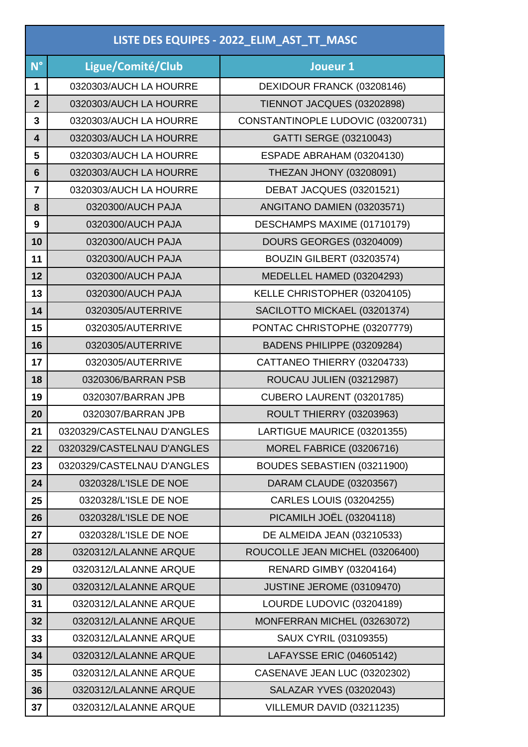| LISTE DES EQUIPES - 2022_ELIM_AST_TT_MASC | | |
|---|---|---|
| **N°** | **Ligue/Comité/Club** | **Joueur 1** |
| **1** | 0320303/AUCH LA HOURRE | DEXIDOUR FRANCK (03208146) |
| **2** | 0320303/AUCH LA HOURRE | TIENNOT JACQUES (03202898) |
| **3** | 0320303/AUCH LA HOURRE | CONSTANTINOPLE LUDOVIC (03200731) |
| **4** | 0320303/AUCH LA HOURRE | GATTI SERGE (03210043) |
| **5** | 0320303/AUCH LA HOURRE | ESPADE ABRAHAM (03204130) |
| **6** | 0320303/AUCH LA HOURRE | THEZAN JHONY (03208091) |
| **7** | 0320303/AUCH LA HOURRE | DEBAT JACQUES (03201521) |
| **8** | 0320300/AUCH PAJA | ANGITANO DAMIEN (03203571) |
| **9** | 0320300/AUCH PAJA | DESCHAMPS MAXIME (01710179) |
| **10** | 0320300/AUCH PAJA | DOURS GEORGES (03204009) |
| **11** | 0320300/AUCH PAJA | BOUZIN GILBERT (03203574) |
| **12** | 0320300/AUCH PAJA | MEDELLEL HAMED (03204293) |
| **13** | 0320300/AUCH PAJA | KELLE CHRISTOPHER (03204105) |
| **14** | 0320305/AUTERRIVE | SACILOTTO MICKAEL (03201374) |
| **15** | 0320305/AUTERRIVE | PONTAC CHRISTOPHE (03207779) |
| **16** | 0320305/AUTERRIVE | BADENS PHILIPPE (03209284) |
| **17** | 0320305/AUTERRIVE | CATTANEO THIERRY (03204733) |
| **18** | 0320306/BARRAN PSB | ROUCAU JULIEN (03212987) |
| **19** | 0320307/BARRAN JPB | CUBERO LAURENT (03201785) |
| **20** | 0320307/BARRAN JPB | ROULT THIERRY (03203963) |
| **21** | 0320329/CASTELNAU D'ANGLES | LARTIGUE MAURICE (03201355) |
| **22** | 0320329/CASTELNAU D'ANGLES | MOREL FABRICE (03206716) |
| **23** | 0320329/CASTELNAU D'ANGLES | BOUDES SEBASTIEN (03211900) |
| **24** | 0320328/L'ISLE DE NOE | DARAM CLAUDE (03203567) |
| **25** | 0320328/L'ISLE DE NOE | CARLES LOUIS (03204255) |
| **26** | 0320328/L'ISLE DE NOE | PICAMILH JOËL (03204118) |
| **27** | 0320328/L'ISLE DE NOE | DE ALMEIDA JEAN (03210533) |
| **28** | 0320312/LALANNE ARQUE | ROUCOLLE JEAN MICHEL (03206400) |
| **29** | 0320312/LALANNE ARQUE | RENARD GIMBY (03204164) |
| **30** | 0320312/LALANNE ARQUE | JUSTINE JEROME (03109470) |
| **31** | 0320312/LALANNE ARQUE | LOURDE LUDOVIC (03204189) |
| **32** | 0320312/LALANNE ARQUE | MONFERRAN MICHEL (03263072) |
| **33** | 0320312/LALANNE ARQUE | SAUX CYRIL (03109355) |
| **34** | 0320312/LALANNE ARQUE | LAFAYSSE ERIC (04605142) |
| **35** | 0320312/LALANNE ARQUE | CASENAVE JEAN LUC (03202302) |
| **36** | 0320312/LALANNE ARQUE | SALAZAR YVES (03202043) |
| **37** | 0320312/LALANNE ARQUE | VILLEMUR DAVID (03211235) |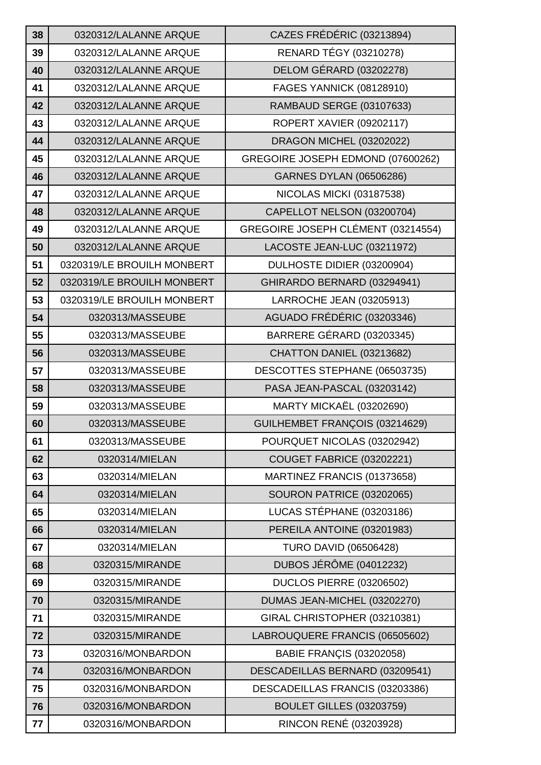| 38 | 0320312/LALANNE ARQUE | CAZES FRÉDÉRIC (03213894) |
|---|---|---|
| 39 | 0320312/LALANNE ARQUE | RENARD TÉGY (03210278) |
| 40 | 0320312/LALANNE ARQUE | DELOM GÉRARD (03202278) |
| 41 | 0320312/LALANNE ARQUE | FAGES YANNICK (08128910) |
| 42 | 0320312/LALANNE ARQUE | RAMBAUD SERGE (03107633) |
| 43 | 0320312/LALANNE ARQUE | ROPERT XAVIER (09202117) |
| 44 | 0320312/LALANNE ARQUE | DRAGON MICHEL (03202022) |
| 45 | 0320312/LALANNE ARQUE | GREGOIRE JOSEPH EDMOND (07600262) |
| 46 | 0320312/LALANNE ARQUE | GARNES DYLAN (06506286) |
| 47 | 0320312/LALANNE ARQUE | NICOLAS MICKI (03187538) |
| 48 | 0320312/LALANNE ARQUE | CAPELLOT NELSON (03200704) |
| 49 | 0320312/LALANNE ARQUE | GREGOIRE JOSEPH CLÉMENT (03214554) |
| 50 | 0320312/LALANNE ARQUE | LACOSTE JEAN-LUC (03211972) |
| 51 | 0320319/LE BROUILH MONBERT | DULHOSTE DIDIER (03200904) |
| 52 | 0320319/LE BROUILH MONBERT | GHIRARDO BERNARD (03294941) |
| 53 | 0320319/LE BROUILH MONBERT | LARROCHE JEAN (03205913) |
| 54 | 0320313/MASSEUBE | AGUADO FRÉDÉRIC (03203346) |
| 55 | 0320313/MASSEUBE | BARRERE GÉRARD (03203345) |
| 56 | 0320313/MASSEUBE | CHATTON DANIEL (03213682) |
| 57 | 0320313/MASSEUBE | DESCOTTES STEPHANE (06503735) |
| 58 | 0320313/MASSEUBE | PASA JEAN-PASCAL (03203142) |
| 59 | 0320313/MASSEUBE | MARTY MICKAËL (03202690) |
| 60 | 0320313/MASSEUBE | GUILHEMBET FRANÇOIS (03214629) |
| 61 | 0320313/MASSEUBE | POURQUET NICOLAS (03202942) |
| 62 | 0320314/MIELAN | COUGET FABRICE (03202221) |
| 63 | 0320314/MIELAN | MARTINEZ FRANCIS (01373658) |
| 64 | 0320314/MIELAN | SOURON PATRICE (03202065) |
| 65 | 0320314/MIELAN | LUCAS STÉPHANE (03203186) |
| 66 | 0320314/MIELAN | PEREILA ANTOINE (03201983) |
| 67 | 0320314/MIELAN | TURO DAVID (06506428) |
| 68 | 0320315/MIRANDE | DUBOS JÉRÔME (04012232) |
| 69 | 0320315/MIRANDE | DUCLOS PIERRE (03206502) |
| 70 | 0320315/MIRANDE | DUMAS JEAN-MICHEL (03202270) |
| 71 | 0320315/MIRANDE | GIRAL CHRISTOPHER (03210381) |
| 72 | 0320315/MIRANDE | LABROUQUERE FRANCIS (06505602) |
| 73 | 0320316/MONBARDON | BABIE FRANÇIS (03202058) |
| 74 | 0320316/MONBARDON | DESCADEILLAS BERNARD (03209541) |
| 75 | 0320316/MONBARDON | DESCADEILLAS FRANCIS (03203386) |
| 76 | 0320316/MONBARDON | BOULET GILLES (03203759) |
| 77 | 0320316/MONBARDON | RINCON RENÉ (03203928) |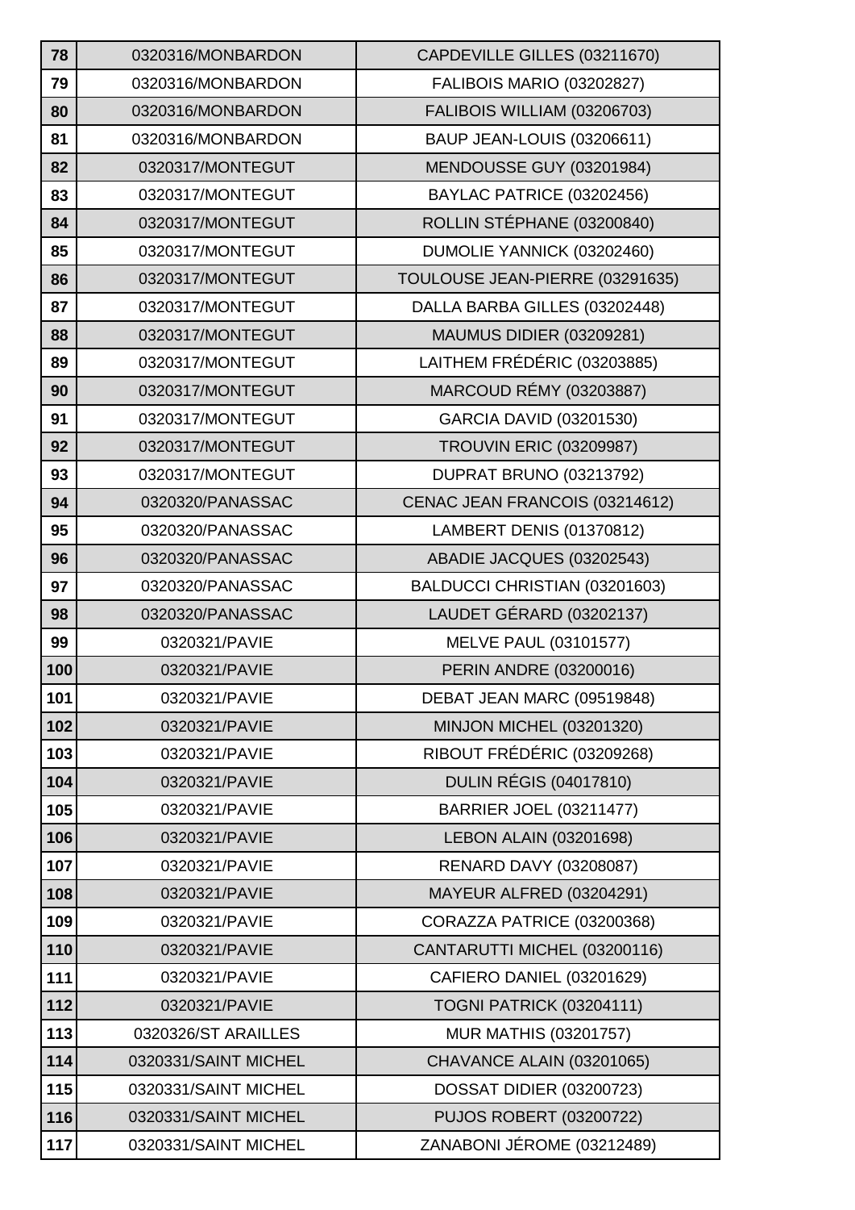| | | |
|---|---|---|
| 78 | 0320316/MONBARDON | CAPDEVILLE GILLES (03211670) |
| 79 | 0320316/MONBARDON | FALIBOIS MARIO (03202827) |
| 80 | 0320316/MONBARDON | FALIBOIS WILLIAM (03206703) |
| 81 | 0320316/MONBARDON | BAUP JEAN-LOUIS (03206611) |
| 82 | 0320317/MONTEGUT | MENDOUSSE GUY (03201984) |
| 83 | 0320317/MONTEGUT | BAYLAC PATRICE (03202456) |
| 84 | 0320317/MONTEGUT | ROLLIN STÉPHANE (03200840) |
| 85 | 0320317/MONTEGUT | DUMOLIE YANNICK (03202460) |
| 86 | 0320317/MONTEGUT | TOULOUSE JEAN-PIERRE (03291635) |
| 87 | 0320317/MONTEGUT | DALLA BARBA GILLES (03202448) |
| 88 | 0320317/MONTEGUT | MAUMUS DIDIER (03209281) |
| 89 | 0320317/MONTEGUT | LAITHEM FRÉDÉRIC (03203885) |
| 90 | 0320317/MONTEGUT | MARCOUD RÉMY (03203887) |
| 91 | 0320317/MONTEGUT | GARCIA DAVID (03201530) |
| 92 | 0320317/MONTEGUT | TROUVIN ERIC (03209987) |
| 93 | 0320317/MONTEGUT | DUPRAT BRUNO (03213792) |
| 94 | 0320320/PANASSAC | CENAC JEAN FRANCOIS (03214612) |
| 95 | 0320320/PANASSAC | LAMBERT DENIS (01370812) |
| 96 | 0320320/PANASSAC | ABADIE JACQUES (03202543) |
| 97 | 0320320/PANASSAC | BALDUCCI CHRISTIAN (03201603) |
| 98 | 0320320/PANASSAC | LAUDET GÉRARD (03202137) |
| 99 | 0320321/PAVIE | MELVE PAUL (03101577) |
| 100 | 0320321/PAVIE | PERIN ANDRE (03200016) |
| 101 | 0320321/PAVIE | DEBAT JEAN MARC (09519848) |
| 102 | 0320321/PAVIE | MINJON MICHEL (03201320) |
| 103 | 0320321/PAVIE | RIBOUT FRÉDÉRIC (03209268) |
| 104 | 0320321/PAVIE | DULIN RÉGIS (04017810) |
| 105 | 0320321/PAVIE | BARRIER JOEL (03211477) |
| 106 | 0320321/PAVIE | LEBON ALAIN (03201698) |
| 107 | 0320321/PAVIE | RENARD DAVY (03208087) |
| 108 | 0320321/PAVIE | MAYEUR ALFRED (03204291) |
| 109 | 0320321/PAVIE | CORAZZA PATRICE (03200368) |
| 110 | 0320321/PAVIE | CANTARUTTI MICHEL (03200116) |
| 111 | 0320321/PAVIE | CAFIERO DANIEL (03201629) |
| 112 | 0320321/PAVIE | TOGNI PATRICK (03204111) |
| 113 | 0320326/ST ARAILLES | MUR MATHIS (03201757) |
| 114 | 0320331/SAINT MICHEL | CHAVANCE ALAIN (03201065) |
| 115 | 0320331/SAINT MICHEL | DOSSAT DIDIER (03200723) |
| 116 | 0320331/SAINT MICHEL | PUJOS ROBERT (03200722) |
| 117 | 0320331/SAINT MICHEL | ZANABONI JÉROME (03212489) |